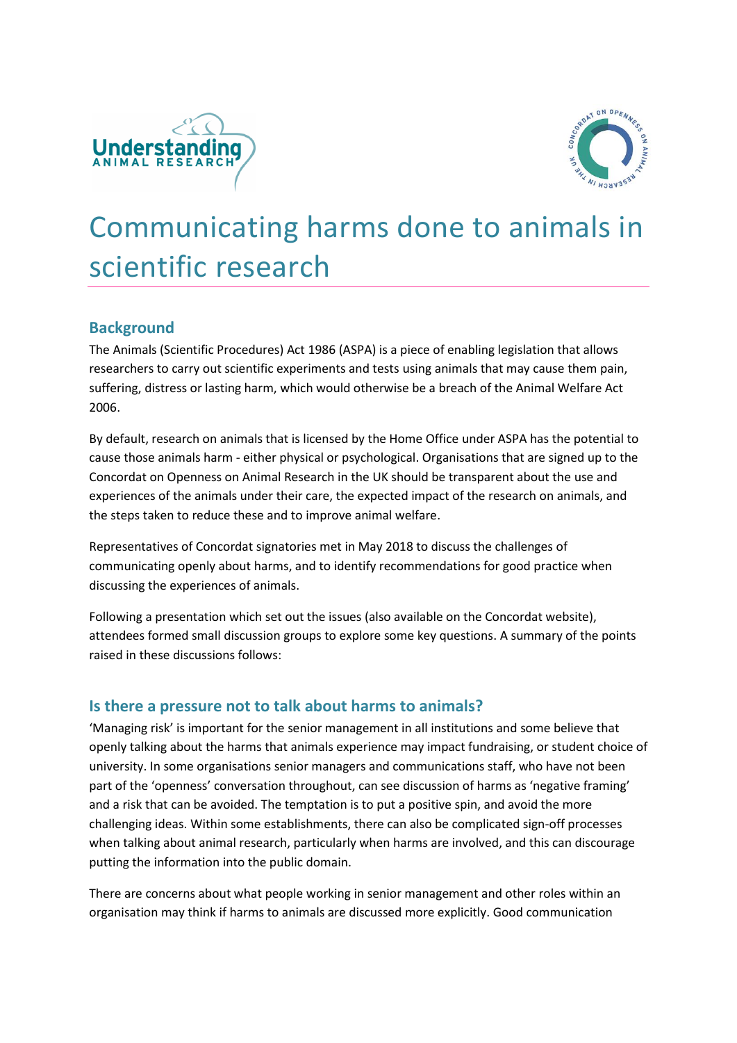# Communicating harms done to animals in scientific research

## Background

The Animals (Scientific Procedures) Act 1986 (ASPA) is a piece of enabling legislation that allows researchers to carry out scientific experiments and tests using animals that may cause them pain, suffering, distress or lasting harm, which would otherwise be a breach of the Animal Welfare Act 2006.

By default, research on animals that is licensed by the Home Office under ASPA has the potential to cause those animals harm - either physical or psychological. Organisations that are signed up to the Concordat on Openness on Animal Research in the UK should be transparent about the use and experiences of the animals under their care, the expected impact of the research on animals, and the steps taken to reduce these and to improve animal welfare.

Representatives of Concordat signatories met in May 2018 to discuss the challenges of communicating openly about harms, and to identify recommendations for good practice when discussing the experiences of animals.

Following a presentation which set out the issues (also available on the Concordat website), attendees formed small discussion groups to explore some key questions. A summary of the points raised in these discussions follows:

## Is there a pressure not to talk about harms to animals?

'Managing risk' is important for the senior management in all institutions and some believe that openly talking about the harms that animals experience may impact fundraising, or student choice of university. In some organisations senior managers and communications staff, who have not been part of the 'openness' conversation throughout, can see discussion of harms as 'negative framing' and a risk that can be avoided. The temptation is to put a positive spin, and avoid the more challenging ideas. Within some establishments, there can also be complicated sign-off processes when talking about animal research, particularly when harms are involved, and this can discourage putting the information into the public domain.

There are concerns about what people working in senior management and other roles within an organisation may think if harms to animals are discussed more explicitly. Good communication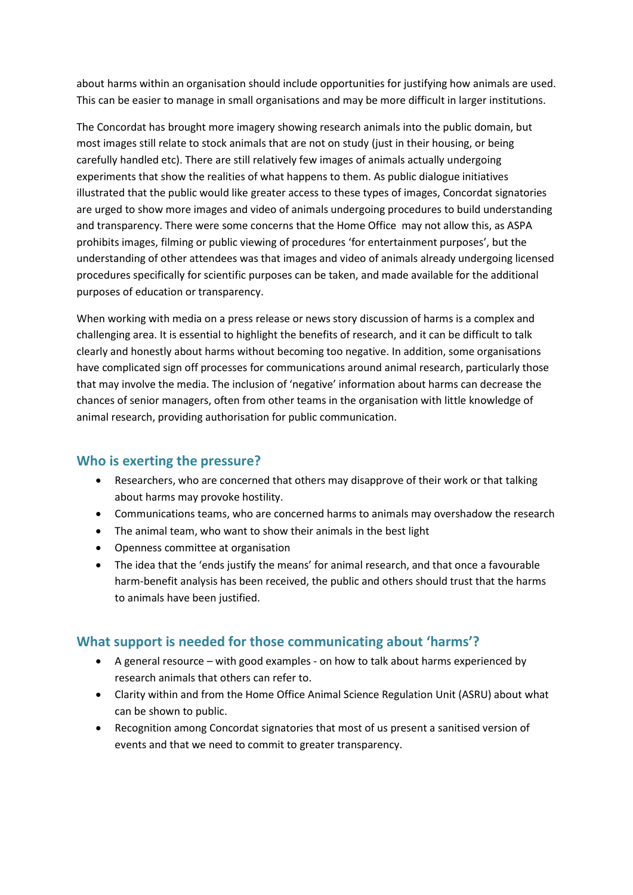about harms within an organisation should include opportunities for justifying how animals are used. This can be easier to manage in small organisations and may be more difficult in larger institutions.

The Concordat has brought more imagery showing research animals into the public domain, but most images still relate to stock animals that are not on study (just in their housing, or being carefully handled etc). There are still relatively few images of animals actually undergoing experiments that show the realities of what happens to them. As public dialogue initiatives illustrated that the public would like greater access to these types of images, Concordat signatories are urged to show more images and video of animals undergoing procedures to build understanding and transparency. There were some concerns that the Home Office may not allow this, as ASPA prohibits images, filming or public viewing of procedures 'for entertainment purposes', but the understanding of other attendees was that images and video of animals already undergoing licensed procedures specifically for scientific purposes can be taken, and made available for the additional purposes of education or transparency.

When working with media on a press release or news story discussion of harms is a complex and challenging area. It is essential to highlight the benefits of research, and it can be difficult to talk clearly and honestly about harms without becoming too negative. In addition, some organisations have complicated sign off processes for communications around animal research, particularly those that may involve the media. The inclusion of 'negative' information about harms can decrease the chances of senior managers, often from other teams in the organisation with little knowledge of animal research, providing authorisation for public communication.

## Who is exerting the pressure?

- Researchers, who are concerned that others may disapprove of their work or that talking about harms may provoke hostility.
- Communications teams, who are concerned harms to animals may overshadow the research
- The animal team, who want to show their animals in the best light
- Openness committee at organisation
- The idea that the 'ends justify the means' for animal research, and that once a favourable harm-benefit analysis has been received, the public and others should trust that the harms to animals have been justified.

## What support is needed for those communicating about 'harms'?

- A general resource – with good examples - on how to talk about harms experienced by research animals that others can refer to.
- Clarity within and from the Home Office Animal Science Regulation Unit (ASRU) about what can be shown to public.
- Recognition among Concordat signatories that most of us present a sanitised version of events and that we need to commit to greater transparency.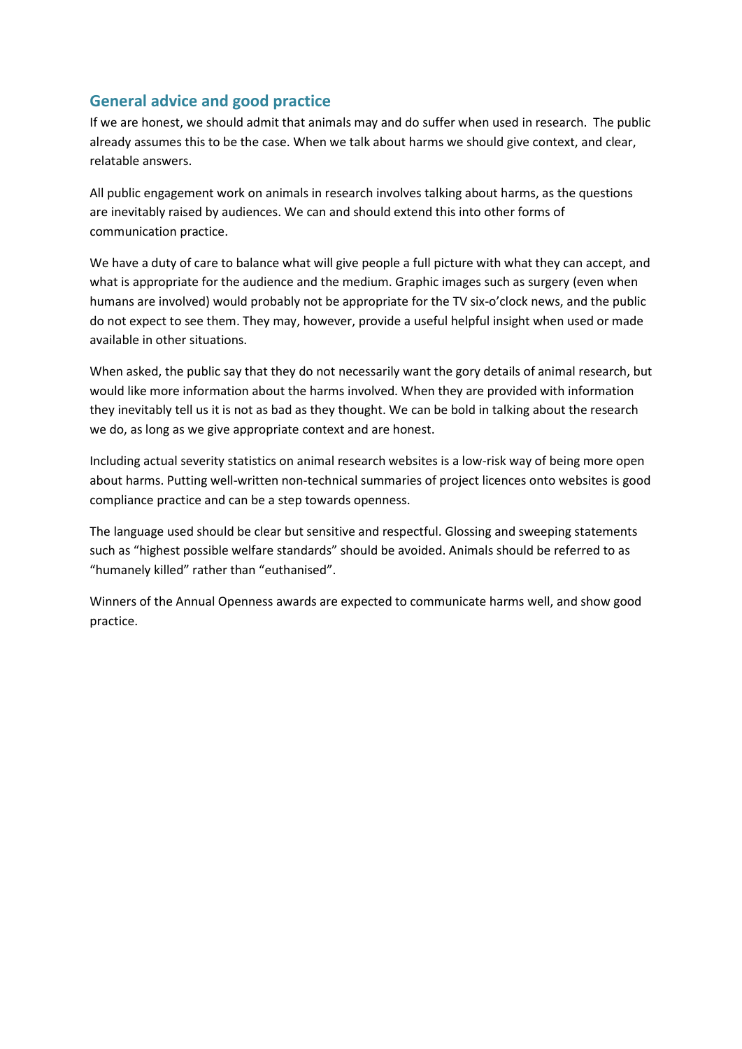## General advice and good practice

If we are honest, we should admit that animals may and do suffer when used in research. The public already assumes this to be the case. When we talk about harms we should give context, and clear, relatable answers.

All public engagement work on animals in research involves talking about harms, as the questions are inevitably raised by audiences. We can and should extend this into other forms of communication practice.

We have a duty of care to balance what will give people a full picture with what they can accept, and what is appropriate for the audience and the medium. Graphic images such as surgery (even when humans are involved) would probably not be appropriate for the TV six-o'clock news, and the public do not expect to see them. They may, however, provide a useful helpful insight when used or made available in other situations.

When asked, the public say that they do not necessarily want the gory details of animal research, but would like more information about the harms involved. When they are provided with information they inevitably tell us it is not as bad as they thought. We can be bold in talking about the research we do, as long as we give appropriate context and are honest.

Including actual severity statistics on animal research websites is a low-risk way of being more open about harms. Putting well-written non-technical summaries of project licences onto websites is good compliance practice and can be a step towards openness.

The language used should be clear but sensitive and respectful. Glossing and sweeping statements such as "highest possible welfare standards" should be avoided. Animals should be referred to as "humanely killed" rather than "euthanised".

Winners of the Annual Openness awards are expected to communicate harms well, and show good practice.